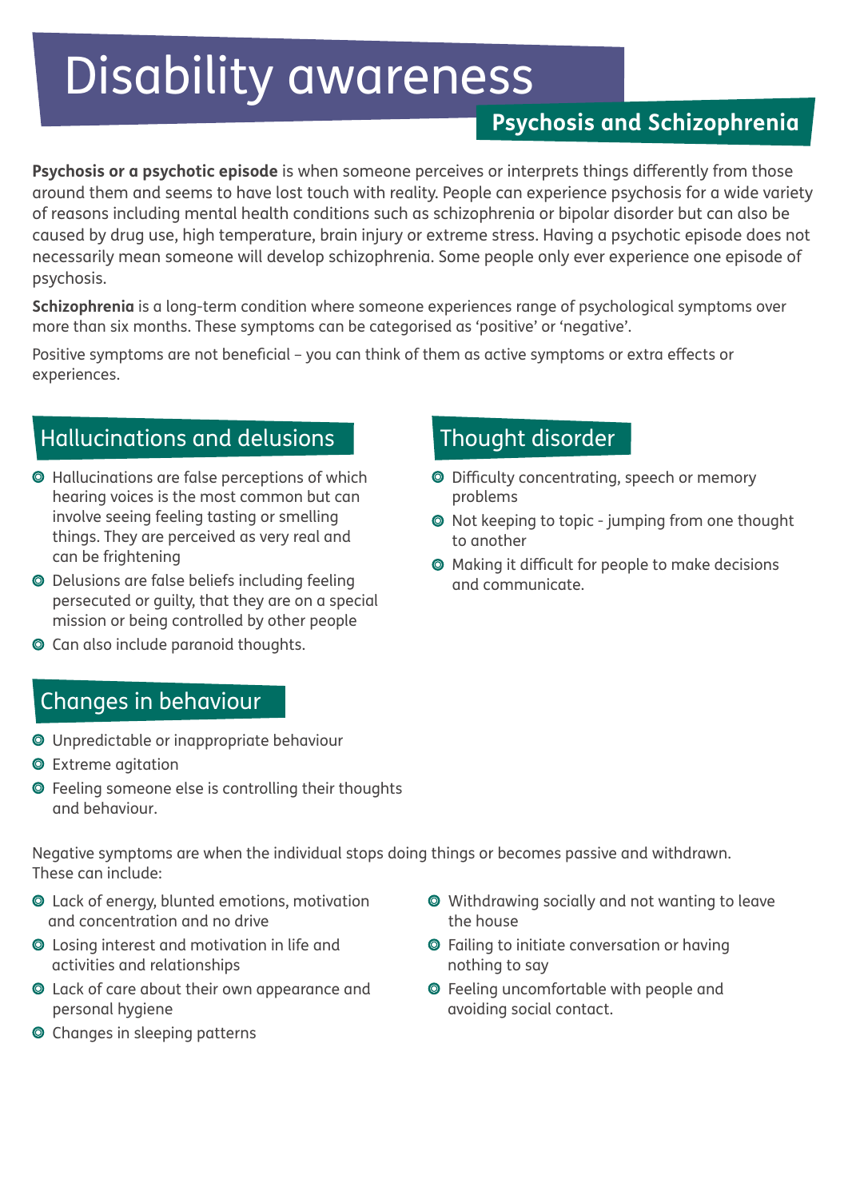# Disability awareness

## Psychosis and Schizophrenia

**Psychosis or a psychotic episode** is when someone perceives or interprets things differently from those around them and seems to have lost touch with reality. People can experience psychosis for a wide variety of reasons including mental health conditions such as schizophrenia or bipolar disorder but can also be caused by drug use, high temperature, brain injury or extreme stress. Having a psychotic episode does not necessarily mean someone will develop schizophrenia. Some people only ever experience one episode of psychosis.

**Schizophrenia** is a long-term condition where someone experiences range of psychological symptoms over more than six months. These symptoms can be categorised as 'positive' or 'negative'.

Positive symptoms are not beneficial – you can think of them as active symptoms or extra effects or experiences.

### Hallucinations and delusions

- Hallucinations are false perceptions of which hearing voices is the most common but can involve seeing feeling tasting or smelling things. They are perceived as very real and can be frightening
- Delusions are false beliefs including feeling persecuted or guilty, that they are on a special mission or being controlled by other people
- Can also include paranoid thoughts.

### Changes in behaviour

- Unpredictable or inappropriate behaviour
- Extreme agitation
- Feeling someone else is controlling their thoughts and behaviour.

### Thought disorder

- Difficulty concentrating, speech or memory problems
- Not keeping to topic - jumping from one thought to another
- Making it difficult for people to make decisions and communicate.

Negative symptoms are when the individual stops doing things or becomes passive and withdrawn. These can include:

- Lack of energy, blunted emotions, motivation and concentration and no drive
- Losing interest and motivation in life and activities and relationships
- Lack of care about their own appearance and personal hygiene
- Changes in sleeping patterns
- Withdrawing socially and not wanting to leave the house
- Failing to initiate conversation or having nothing to say
- Feeling uncomfortable with people and avoiding social contact.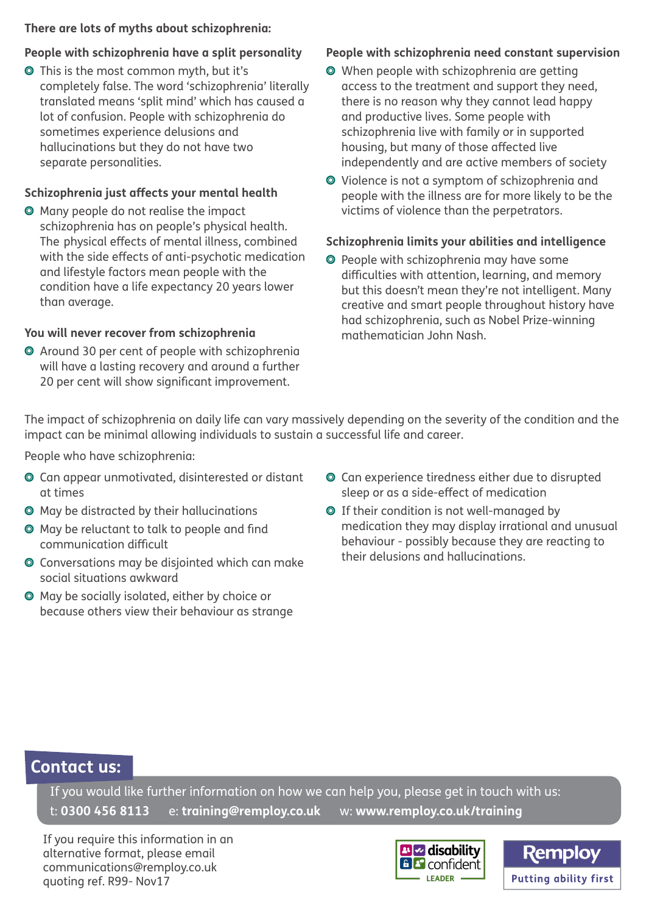**There are lots of myths about schizophrenia:**

### People with schizophrenia have a split personality

- This is the most common myth, but it's completely false. The word 'schizophrenia' literally translated means 'split mind' which has caused a lot of confusion. People with schizophrenia do sometimes experience delusions and hallucinations but they do not have two separate personalities.

### Schizophrenia just affects your mental health

- Many people do not realise the impact schizophrenia has on people's physical health. The physical effects of mental illness, combined with the side effects of anti-psychotic medication and lifestyle factors mean people with the condition have a life expectancy 20 years lower than average.

### You will never recover from schizophrenia

- Around 30 per cent of people with schizophrenia will have a lasting recovery and around a further 20 per cent will show significant improvement.

### People with schizophrenia need constant supervision

- When people with schizophrenia are getting access to the treatment and support they need, there is no reason why they cannot lead happy and productive lives. Some people with schizophrenia live with family or in supported housing, but many of those affected live independently and are active members of society
- Violence is not a symptom of schizophrenia and people with the illness are for more likely to be the victims of violence than the perpetrators.

### Schizophrenia limits your abilities and intelligence

- People with schizophrenia may have some difficulties with attention, learning, and memory but this doesn't mean they're not intelligent. Many creative and smart people throughout history have had schizophrenia, such as Nobel Prize-winning mathematician John Nash.

The impact of schizophrenia on daily life can vary massively depending on the severity of the condition and the impact can be minimal allowing individuals to sustain a successful life and career.

People who have schizophrenia:

- Can appear unmotivated, disinterested or distant at times
- May be distracted by their hallucinations
- May be reluctant to talk to people and find communication difficult
- Conversations may be disjointed which can make social situations awkward
- May be socially isolated, either by choice or because others view their behaviour as strange
- Can experience tiredness either due to disrupted sleep or as a side-effect of medication
- If their condition is not well-managed by medication they may display irrational and unusual behaviour - possibly because they are reacting to their delusions and hallucinations.

## Contact us:

If you would like further information on how we can help you, please get in touch with us:
t: **0300 456 8113** e: **training@remploy.co.uk** w: **www.remploy.co.uk/training**

If you require this information in an alternative format, please email communications@remploy.co.uk quoting ref. R99- Nov17

disability confident LEADER

Remploy
Putting ability first